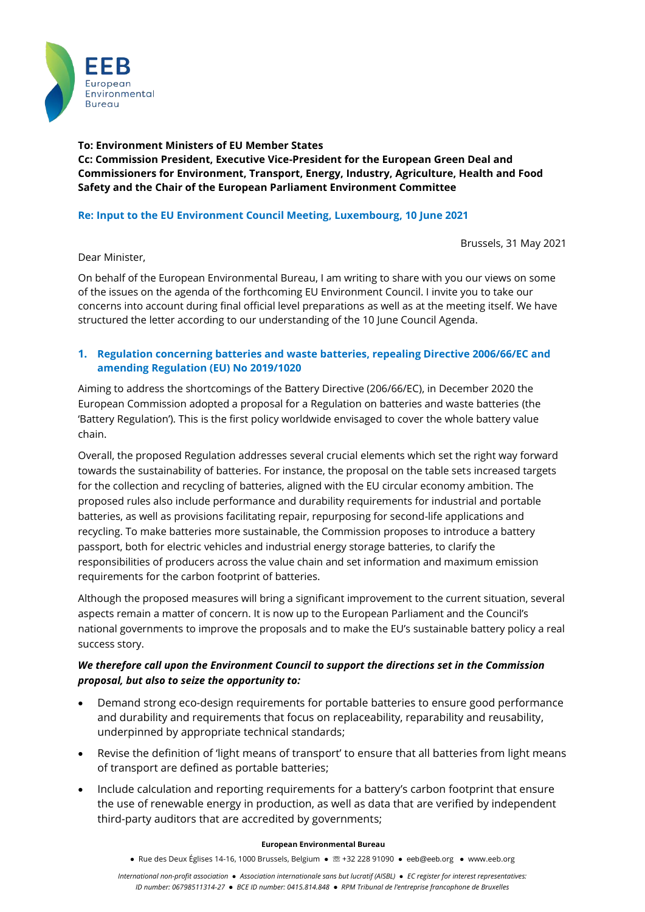**To: Environment Ministers of EU Member States**
**Cc: Commission President, Executive Vice-President for the European Green Deal and Commissioners for Environment, Transport, Energy, Industry, Agriculture, Health and Food Safety and the Chair of the European Parliament Environment Committee**

**Re: Input to the EU Environment Council Meeting, Luxembourg, 10 June 2021**

Brussels, 31 May 2021

Dear Minister,

On behalf of the European Environmental Bureau, I am writing to share with you our views on some of the issues on the agenda of the forthcoming EU Environment Council. I invite you to take our concerns into account during final official level preparations as well as at the meeting itself. We have structured the letter according to our understanding of the 10 June Council Agenda.

## 1. Regulation concerning batteries and waste batteries, repealing Directive 2006/66/EC and amending Regulation (EU) No 2019/1020

Aiming to address the shortcomings of the Battery Directive (206/66/EC), in December 2020 the European Commission adopted a proposal for a Regulation on batteries and waste batteries (the 'Battery Regulation'). This is the first policy worldwide envisaged to cover the whole battery value chain.

Overall, the proposed Regulation addresses several crucial elements which set the right way forward towards the sustainability of batteries. For instance, the proposal on the table sets increased targets for the collection and recycling of batteries, aligned with the EU circular economy ambition. The proposed rules also include performance and durability requirements for industrial and portable batteries, as well as provisions facilitating repair, repurposing for second-life applications and recycling. To make batteries more sustainable, the Commission proposes to introduce a battery passport, both for electric vehicles and industrial energy storage batteries, to clarify the responsibilities of producers across the value chain and set information and maximum emission requirements for the carbon footprint of batteries.

Although the proposed measures will bring a significant improvement to the current situation, several aspects remain a matter of concern. It is now up to the European Parliament and the Council's national governments to improve the proposals and to make the EU's sustainable battery policy a real success story.

***We therefore call upon the Environment Council to support the directions set in the Commission proposal, but also to seize the opportunity to:***

- Demand strong eco-design requirements for portable batteries to ensure good performance and durability and requirements that focus on replaceability, reparability and reusability, underpinned by appropriate technical standards;
- Revise the definition of 'light means of transport' to ensure that all batteries from light means of transport are defined as portable batteries;
- Include calculation and reporting requirements for a battery's carbon footprint that ensure the use of renewable energy in production, as well as data that are verified by independent third-party auditors that are accredited by governments;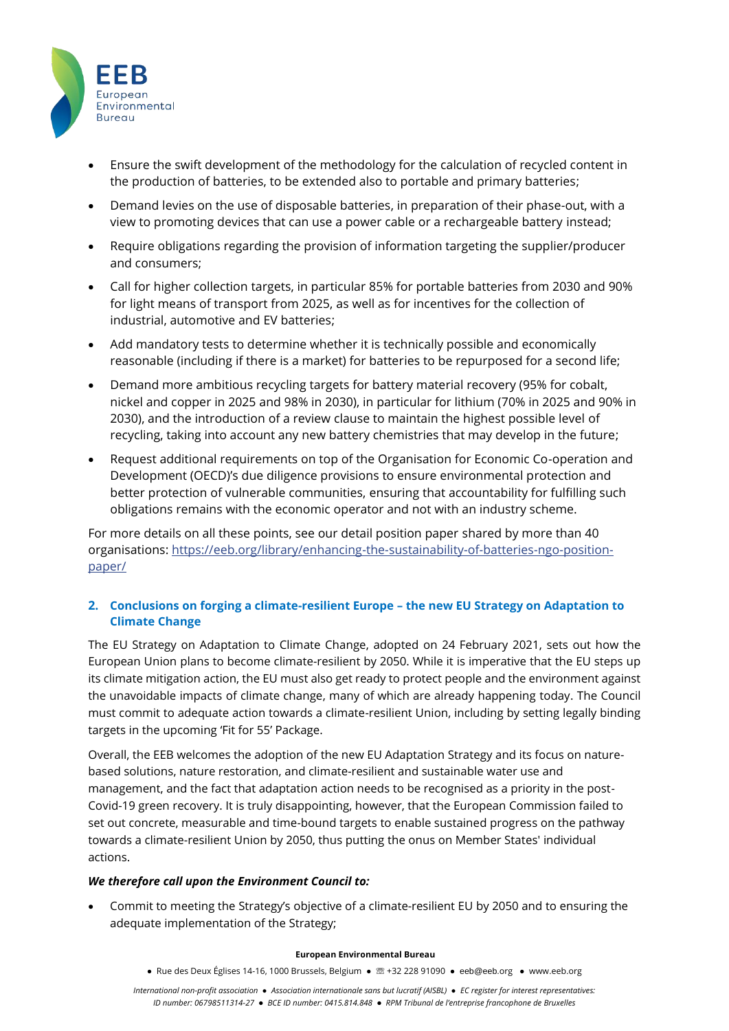- Ensure the swift development of the methodology for the calculation of recycled content in the production of batteries, to be extended also to portable and primary batteries;
- Demand levies on the use of disposable batteries, in preparation of their phase-out, with a view to promoting devices that can use a power cable or a rechargeable battery instead;
- Require obligations regarding the provision of information targeting the supplier/producer and consumers;
- Call for higher collection targets, in particular 85% for portable batteries from 2030 and 90% for light means of transport from 2025, as well as for incentives for the collection of industrial, automotive and EV batteries;
- Add mandatory tests to determine whether it is technically possible and economically reasonable (including if there is a market) for batteries to be repurposed for a second life;
- Demand more ambitious recycling targets for battery material recovery (95% for cobalt, nickel and copper in 2025 and 98% in 2030), in particular for lithium (70% in 2025 and 90% in 2030), and the introduction of a review clause to maintain the highest possible level of recycling, taking into account any new battery chemistries that may develop in the future;
- Request additional requirements on top of the Organisation for Economic Co-operation and Development (OECD)'s due diligence provisions to ensure environmental protection and better protection of vulnerable communities, ensuring that accountability for fulfilling such obligations remains with the economic operator and not with an industry scheme.

For more details on all these points, see our detail position paper shared by more than 40 organisations: [https://eeb.org/library/enhancing-the-sustainability-of-batteries-ngo-position-paper/](https://eeb.org/library/enhancing-the-sustainability-of-batteries-ngo-position-paper/)

## 2. Conclusions on forging a climate-resilient Europe – the new EU Strategy on Adaptation to Climate Change

The EU Strategy on Adaptation to Climate Change, adopted on 24 February 2021, sets out how the European Union plans to become climate-resilient by 2050. While it is imperative that the EU steps up its climate mitigation action, the EU must also get ready to protect people and the environment against the unavoidable impacts of climate change, many of which are already happening today. The Council must commit to adequate action towards a climate-resilient Union, including by setting legally binding targets in the upcoming 'Fit for 55' Package.

Overall, the EEB welcomes the adoption of the new EU Adaptation Strategy and its focus on nature-based solutions, nature restoration, and climate-resilient and sustainable water use and management, and the fact that adaptation action needs to be recognised as a priority in the post-Covid-19 green recovery. It is truly disappointing, however, that the European Commission failed to set out concrete, measurable and time-bound targets to enable sustained progress on the pathway towards a climate-resilient Union by 2050, thus putting the onus on Member States' individual actions.

***We therefore call upon the Environment Council to:***

- Commit to meeting the Strategy's objective of a climate-resilient EU by 2050 and to ensuring the adequate implementation of the Strategy;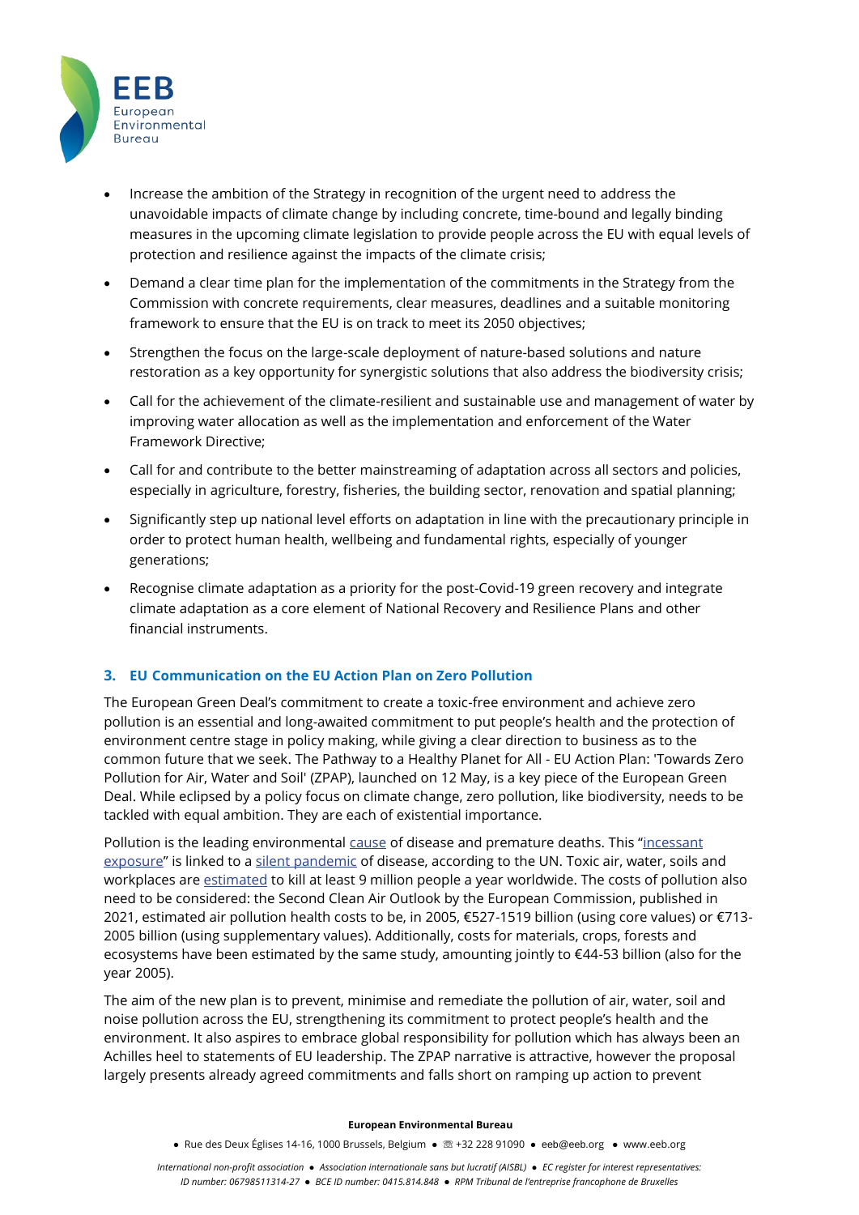- Increase the ambition of the Strategy in recognition of the urgent need to address the unavoidable impacts of climate change by including concrete, time-bound and legally binding measures in the upcoming climate legislation to provide people across the EU with equal levels of protection and resilience against the impacts of the climate crisis;
- Demand a clear time plan for the implementation of the commitments in the Strategy from the Commission with concrete requirements, clear measures, deadlines and a suitable monitoring framework to ensure that the EU is on track to meet its 2050 objectives;
- Strengthen the focus on the large-scale deployment of nature-based solutions and nature restoration as a key opportunity for synergistic solutions that also address the biodiversity crisis;
- Call for the achievement of the climate-resilient and sustainable use and management of water by improving water allocation as well as the implementation and enforcement of the Water Framework Directive;
- Call for and contribute to the better mainstreaming of adaptation across all sectors and policies, especially in agriculture, forestry, fisheries, the building sector, renovation and spatial planning;
- Significantly step up national level efforts on adaptation in line with the precautionary principle in order to protect human health, wellbeing and fundamental rights, especially of younger generations;
- Recognise climate adaptation as a priority for the post-Covid-19 green recovery and integrate climate adaptation as a core element of National Recovery and Resilience Plans and other financial instruments.

### 3. EU Communication on the EU Action Plan on Zero Pollution

The European Green Deal's commitment to create a toxic-free environment and achieve zero pollution is an essential and long-awaited commitment to put people's health and the protection of environment centre stage in policy making, while giving a clear direction to business as to the common future that we seek. The Pathway to a Healthy Planet for All - EU Action Plan: 'Towards Zero Pollution for Air, Water and Soil' (ZPAP), launched on 12 May, is a key piece of the European Green Deal. While eclipsed by a policy focus on climate change, zero pollution, like biodiversity, needs to be tackled with equal ambition. They are each of existential importance.

Pollution is the leading environmental cause of disease and premature deaths. This "incessant exposure" is linked to a silent pandemic of disease, according to the UN. Toxic air, water, soils and workplaces are estimated to kill at least 9 million people a year worldwide. The costs of pollution also need to be considered: the Second Clean Air Outlook by the European Commission, published in 2021, estimated air pollution health costs to be, in 2005, €527-1519 billion (using core values) or €713-2005 billion (using supplementary values). Additionally, costs for materials, crops, forests and ecosystems have been estimated by the same study, amounting jointly to €44-53 billion (also for the year 2005).

The aim of the new plan is to prevent, minimise and remediate the pollution of air, water, soil and noise pollution across the EU, strengthening its commitment to protect people's health and the environment. It also aspires to embrace global responsibility for pollution which has always been an Achilles heel to statements of EU leadership. The ZPAP narrative is attractive, however the proposal largely presents already agreed commitments and falls short on ramping up action to prevent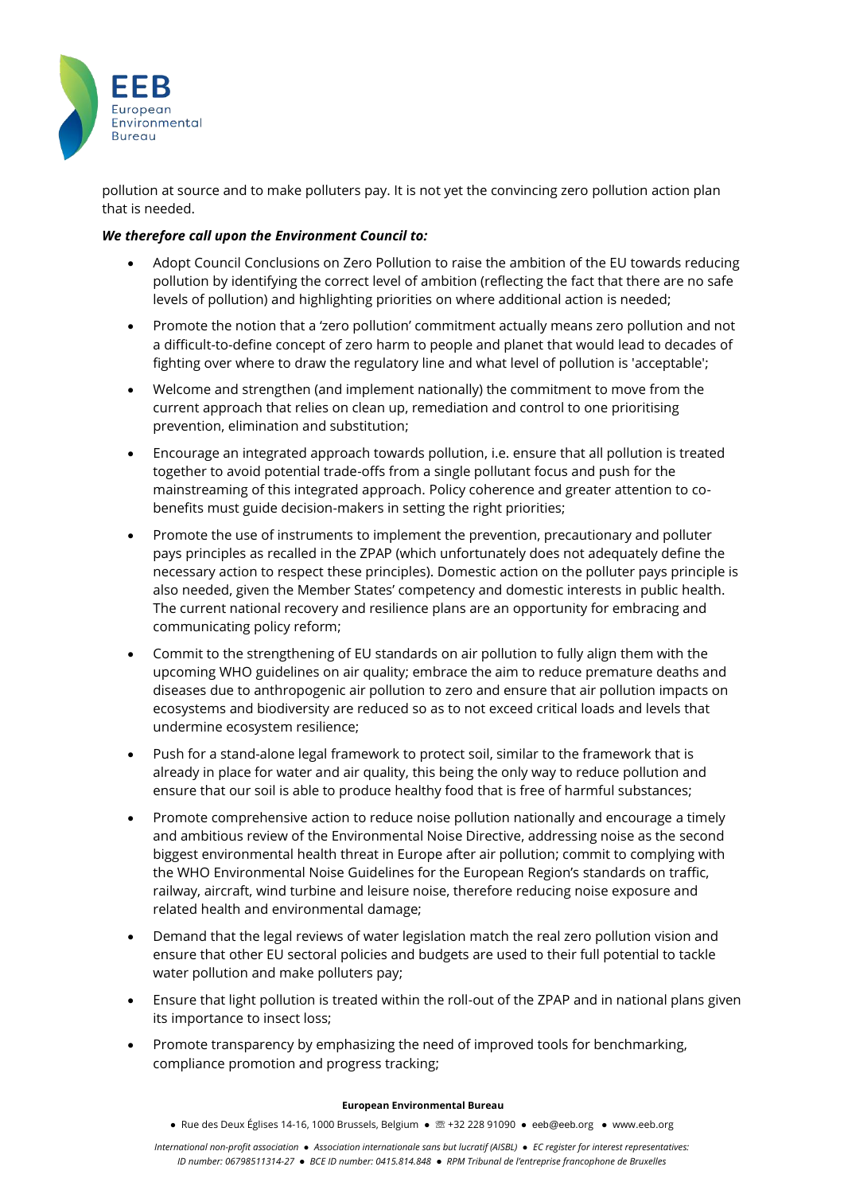pollution at source and to make polluters pay. It is not yet the convincing zero pollution action plan that is needed.

***We therefore call upon the Environment Council to:***

- Adopt Council Conclusions on Zero Pollution to raise the ambition of the EU towards reducing pollution by identifying the correct level of ambition (reflecting the fact that there are no safe levels of pollution) and highlighting priorities on where additional action is needed;
- Promote the notion that a 'zero pollution' commitment actually means zero pollution and not a difficult-to-define concept of zero harm to people and planet that would lead to decades of fighting over where to draw the regulatory line and what level of pollution is 'acceptable';
- Welcome and strengthen (and implement nationally) the commitment to move from the current approach that relies on clean up, remediation and control to one prioritising prevention, elimination and substitution;
- Encourage an integrated approach towards pollution, i.e. ensure that all pollution is treated together to avoid potential trade-offs from a single pollutant focus and push for the mainstreaming of this integrated approach. Policy coherence and greater attention to co-benefits must guide decision-makers in setting the right priorities;
- Promote the use of instruments to implement the prevention, precautionary and polluter pays principles as recalled in the ZPAP (which unfortunately does not adequately define the necessary action to respect these principles). Domestic action on the polluter pays principle is also needed, given the Member States' competency and domestic interests in public health. The current national recovery and resilience plans are an opportunity for embracing and communicating policy reform;
- Commit to the strengthening of EU standards on air pollution to fully align them with the upcoming WHO guidelines on air quality; embrace the aim to reduce premature deaths and diseases due to anthropogenic air pollution to zero and ensure that air pollution impacts on ecosystems and biodiversity are reduced so as to not exceed critical loads and levels that undermine ecosystem resilience;
- Push for a stand-alone legal framework to protect soil, similar to the framework that is already in place for water and air quality, this being the only way to reduce pollution and ensure that our soil is able to produce healthy food that is free of harmful substances;
- Promote comprehensive action to reduce noise pollution nationally and encourage a timely and ambitious review of the Environmental Noise Directive, addressing noise as the second biggest environmental health threat in Europe after air pollution; commit to complying with the WHO Environmental Noise Guidelines for the European Region's standards on traffic, railway, aircraft, wind turbine and leisure noise, therefore reducing noise exposure and related health and environmental damage;
- Demand that the legal reviews of water legislation match the real zero pollution vision and ensure that other EU sectoral policies and budgets are used to their full potential to tackle water pollution and make polluters pay;
- Ensure that light pollution is treated within the roll-out of the ZPAP and in national plans given its importance to insect loss;
- Promote transparency by emphasizing the need of improved tools for benchmarking, compliance promotion and progress tracking;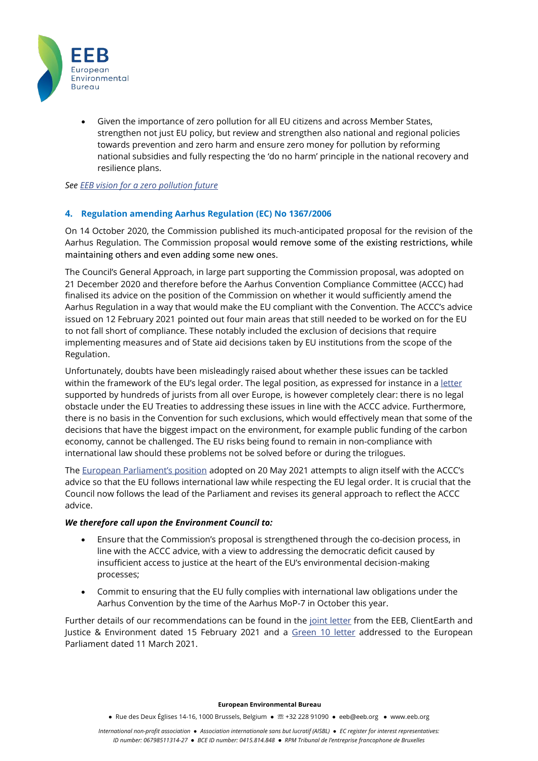- Given the importance of zero pollution for all EU citizens and across Member States, strengthen not just EU policy, but review and strengthen also national and regional policies towards prevention and zero harm and ensure zero money for pollution by reforming national subsidies and fully respecting the 'do no harm' principle in the national recovery and resilience plans.

*See EEB vision for a zero pollution future*

## 4. Regulation amending Aarhus Regulation (EC) No 1367/2006

On 14 October 2020, the Commission published its much-anticipated proposal for the revision of the Aarhus Regulation. The Commission proposal would remove some of the existing restrictions, while maintaining others and even adding some new ones.

The Council's General Approach, in large part supporting the Commission proposal, was adopted on 21 December 2020 and therefore before the Aarhus Convention Compliance Committee (ACCC) had finalised its advice on the position of the Commission on whether it would sufficiently amend the Aarhus Regulation in a way that would make the EU compliant with the Convention. The ACCC's advice issued on 12 February 2021 pointed out four main areas that still needed to be worked on for the EU to not fall short of compliance. These notably included the exclusion of decisions that require implementing measures and of State aid decisions taken by EU institutions from the scope of the Regulation.

Unfortunately, doubts have been misleadingly raised about whether these issues can be tackled within the framework of the EU's legal order. The legal position, as expressed for instance in a letter supported by hundreds of jurists from all over Europe, is however completely clear: there is no legal obstacle under the EU Treaties to addressing these issues in line with the ACCC advice. Furthermore, there is no basis in the Convention for such exclusions, which would effectively mean that some of the decisions that have the biggest impact on the environment, for example public funding of the carbon economy, cannot be challenged. The EU risks being found to remain in non-compliance with international law should these problems not be solved before or during the trilogues.

The European Parliament's position adopted on 20 May 2021 attempts to align itself with the ACCC's advice so that the EU follows international law while respecting the EU legal order. It is crucial that the Council now follows the lead of the Parliament and revises its general approach to reflect the ACCC advice.

***We therefore call upon the Environment Council to:***

- Ensure that the Commission's proposal is strengthened through the co-decision process, in line with the ACCC advice, with a view to addressing the democratic deficit caused by insufficient access to justice at the heart of the EU's environmental decision-making processes;
- Commit to ensuring that the EU fully complies with international law obligations under the Aarhus Convention by the time of the Aarhus MoP-7 in October this year.

Further details of our recommendations can be found in the joint letter from the EEB, ClientEarth and Justice & Environment dated 15 February 2021 and a Green 10 letter addressed to the European Parliament dated 11 March 2021.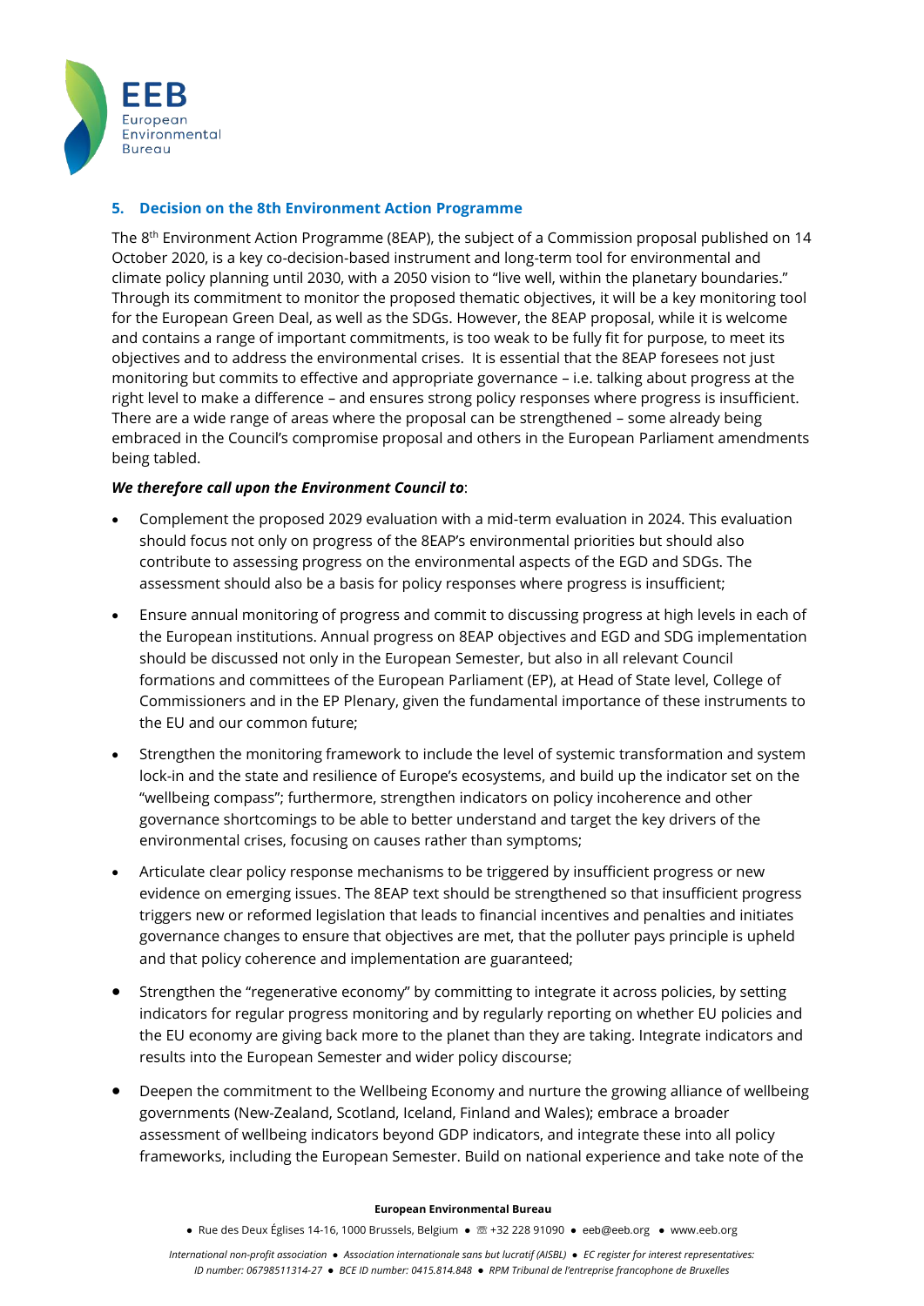## 5. Decision on the 8th Environment Action Programme

The 8th Environment Action Programme (8EAP), the subject of a Commission proposal published on 14 October 2020, is a key co-decision-based instrument and long-term tool for environmental and climate policy planning until 2030, with a 2050 vision to "live well, within the planetary boundaries." Through its commitment to monitor the proposed thematic objectives, it will be a key monitoring tool for the European Green Deal, as well as the SDGs. However, the 8EAP proposal, while it is welcome and contains a range of important commitments, is too weak to be fully fit for purpose, to meet its objectives and to address the environmental crises. It is essential that the 8EAP foresees not just monitoring but commits to effective and appropriate governance – i.e. talking about progress at the right level to make a difference – and ensures strong policy responses where progress is insufficient. There are a wide range of areas where the proposal can be strengthened – some already being embraced in the Council's compromise proposal and others in the European Parliament amendments being tabled.

***We therefore call upon the Environment Council to***:

- Complement the proposed 2029 evaluation with a mid-term evaluation in 2024. This evaluation should focus not only on progress of the 8EAP's environmental priorities but should also contribute to assessing progress on the environmental aspects of the EGD and SDGs. The assessment should also be a basis for policy responses where progress is insufficient;
- Ensure annual monitoring of progress and commit to discussing progress at high levels in each of the European institutions. Annual progress on 8EAP objectives and EGD and SDG implementation should be discussed not only in the European Semester, but also in all relevant Council formations and committees of the European Parliament (EP), at Head of State level, College of Commissioners and in the EP Plenary, given the fundamental importance of these instruments to the EU and our common future;
- Strengthen the monitoring framework to include the level of systemic transformation and system lock-in and the state and resilience of Europe's ecosystems, and build up the indicator set on the "wellbeing compass"; furthermore, strengthen indicators on policy incoherence and other governance shortcomings to be able to better understand and target the key drivers of the environmental crises, focusing on causes rather than symptoms;
- Articulate clear policy response mechanisms to be triggered by insufficient progress or new evidence on emerging issues. The 8EAP text should be strengthened so that insufficient progress triggers new or reformed legislation that leads to financial incentives and penalties and initiates governance changes to ensure that objectives are met, that the polluter pays principle is upheld and that policy coherence and implementation are guaranteed;
- Strengthen the "regenerative economy" by committing to integrate it across policies, by setting indicators for regular progress monitoring and by regularly reporting on whether EU policies and the EU economy are giving back more to the planet than they are taking. Integrate indicators and results into the European Semester and wider policy discourse;
- Deepen the commitment to the Wellbeing Economy and nurture the growing alliance of wellbeing governments (New-Zealand, Scotland, Iceland, Finland and Wales); embrace a broader assessment of wellbeing indicators beyond GDP indicators, and integrate these into all policy frameworks, including the European Semester. Build on national experience and take note of the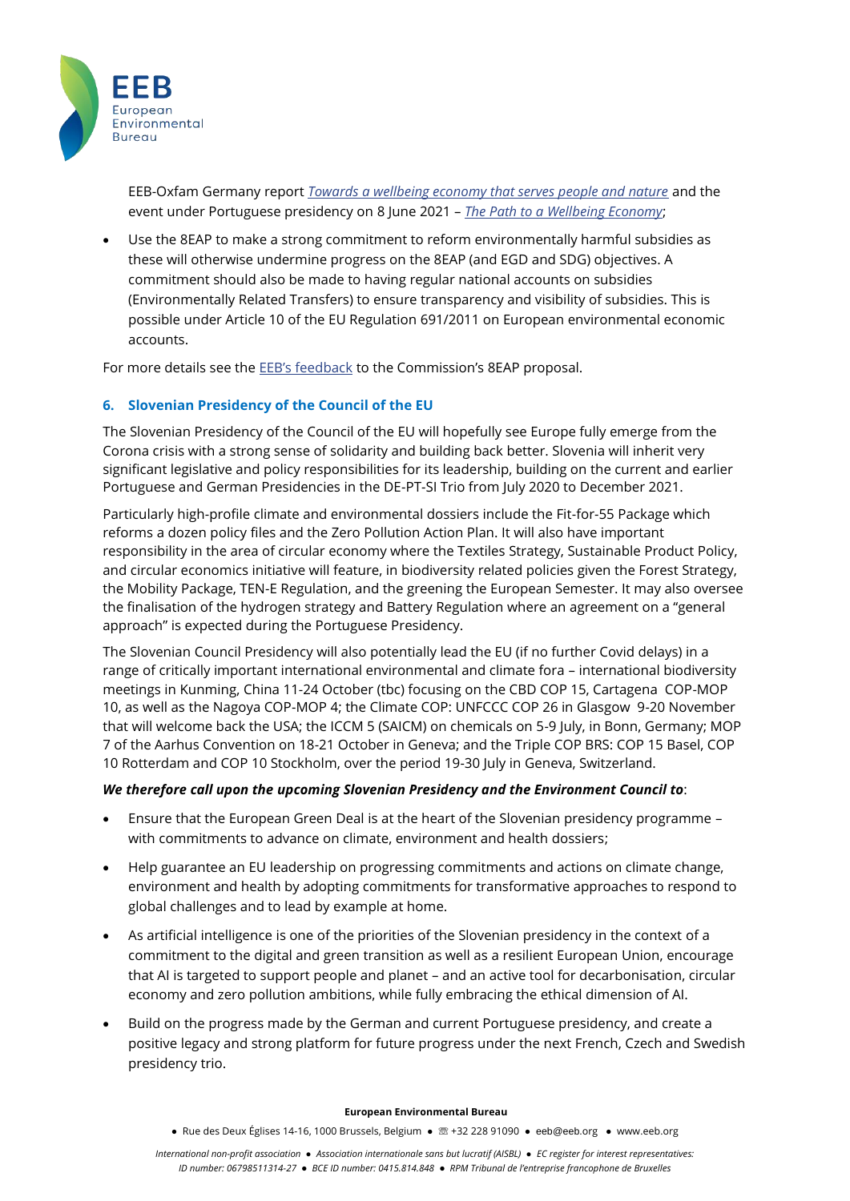EEB-Oxfam Germany report [*Towards a wellbeing economy that serves people and nature*]() and the event under Portuguese presidency on 8 June 2021 – [*The Path to a Wellbeing Economy*]();

- Use the 8EAP to make a strong commitment to reform environmentally harmful subsidies as these will otherwise undermine progress on the 8EAP (and EGD and SDG) objectives. A commitment should also be made to having regular national accounts on subsidies (Environmentally Related Transfers) to ensure transparency and visibility of subsidies. This is possible under Article 10 of the EU Regulation 691/2011 on European environmental economic accounts.

For more details see the [EEB's feedback]() to the Commission's 8EAP proposal.

## 6. Slovenian Presidency of the Council of the EU

The Slovenian Presidency of the Council of the EU will hopefully see Europe fully emerge from the Corona crisis with a strong sense of solidarity and building back better. Slovenia will inherit very significant legislative and policy responsibilities for its leadership, building on the current and earlier Portuguese and German Presidencies in the DE-PT-SI Trio from July 2020 to December 2021.

Particularly high-profile climate and environmental dossiers include the Fit-for-55 Package which reforms a dozen policy files and the Zero Pollution Action Plan. It will also have important responsibility in the area of circular economy where the Textiles Strategy, Sustainable Product Policy, and circular economics initiative will feature, in biodiversity related policies given the Forest Strategy, the Mobility Package, TEN-E Regulation, and the greening the European Semester. It may also oversee the finalisation of the hydrogen strategy and Battery Regulation where an agreement on a "general approach" is expected during the Portuguese Presidency.

The Slovenian Council Presidency will also potentially lead the EU (if no further Covid delays) in a range of critically important international environmental and climate fora – international biodiversity meetings in Kunming, China 11-24 October (tbc) focusing on the CBD COP 15, Cartagena COP-MOP 10, as well as the Nagoya COP-MOP 4; the Climate COP: UNFCCC COP 26 in Glasgow 9-20 November that will welcome back the USA; the ICCM 5 (SAICM) on chemicals on 5-9 July, in Bonn, Germany; MOP 7 of the Aarhus Convention on 18-21 October in Geneva; and the Triple COP BRS: COP 15 Basel, COP 10 Rotterdam and COP 10 Stockholm, over the period 19-30 July in Geneva, Switzerland.

***We therefore call upon the upcoming Slovenian Presidency and the Environment Council to***:

- Ensure that the European Green Deal is at the heart of the Slovenian presidency programme – with commitments to advance on climate, environment and health dossiers;
- Help guarantee an EU leadership on progressing commitments and actions on climate change, environment and health by adopting commitments for transformative approaches to respond to global challenges and to lead by example at home.
- As artificial intelligence is one of the priorities of the Slovenian presidency in the context of a commitment to the digital and green transition as well as a resilient European Union, encourage that AI is targeted to support people and planet – and an active tool for decarbonisation, circular economy and zero pollution ambitions, while fully embracing the ethical dimension of AI.
- Build on the progress made by the German and current Portuguese presidency, and create a positive legacy and strong platform for future progress under the next French, Czech and Swedish presidency trio.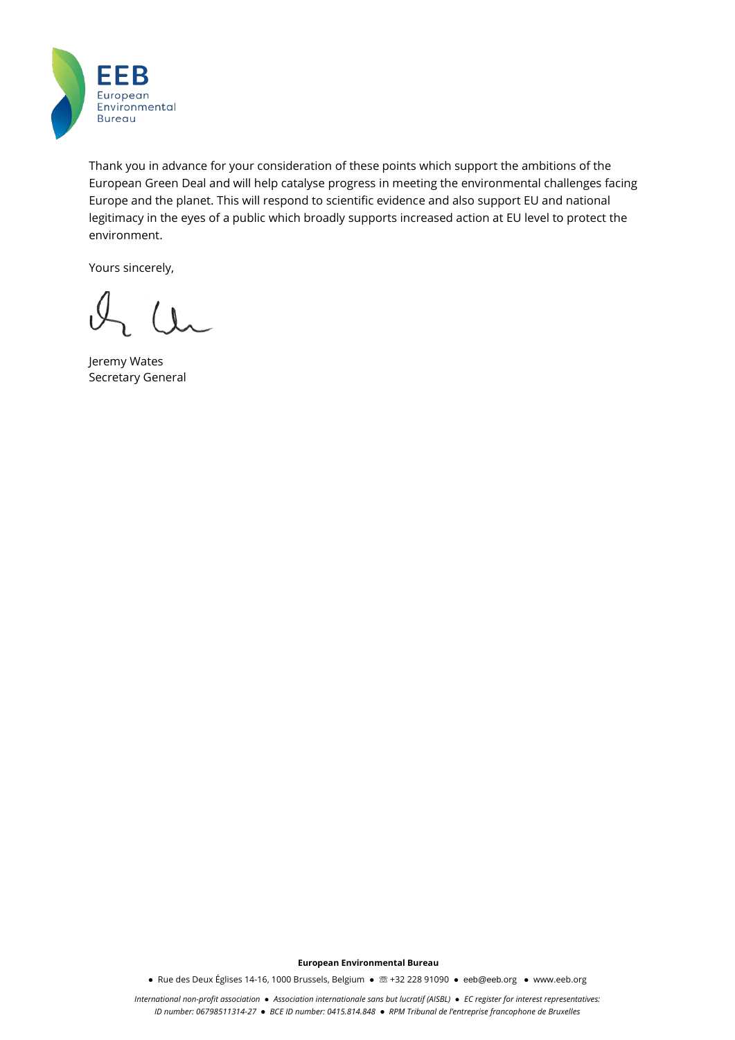Thank you in advance for your consideration of these points which support the ambitions of the European Green Deal and will help catalyse progress in meeting the environmental challenges facing Europe and the planet. This will respond to scientific evidence and also support EU and national legitimacy in the eyes of a public which broadly supports increased action at EU level to protect the environment.

Yours sincerely,

Jeremy Wates
Secretary General

**European Environmental Bureau**

● Rue des Deux Églises 14-16, 1000 Brussels, Belgium ● ☏ +32 228 91090 ● eeb@eeb.org ● www.eeb.org

*International non-profit association ● Association internationale sans but lucratif (AISBL) ● EC register for interest representatives: ID number: 06798511314-27 ● BCE ID number: 0415.814.848 ● RPM Tribunal de l'entreprise francophone de Bruxelles*